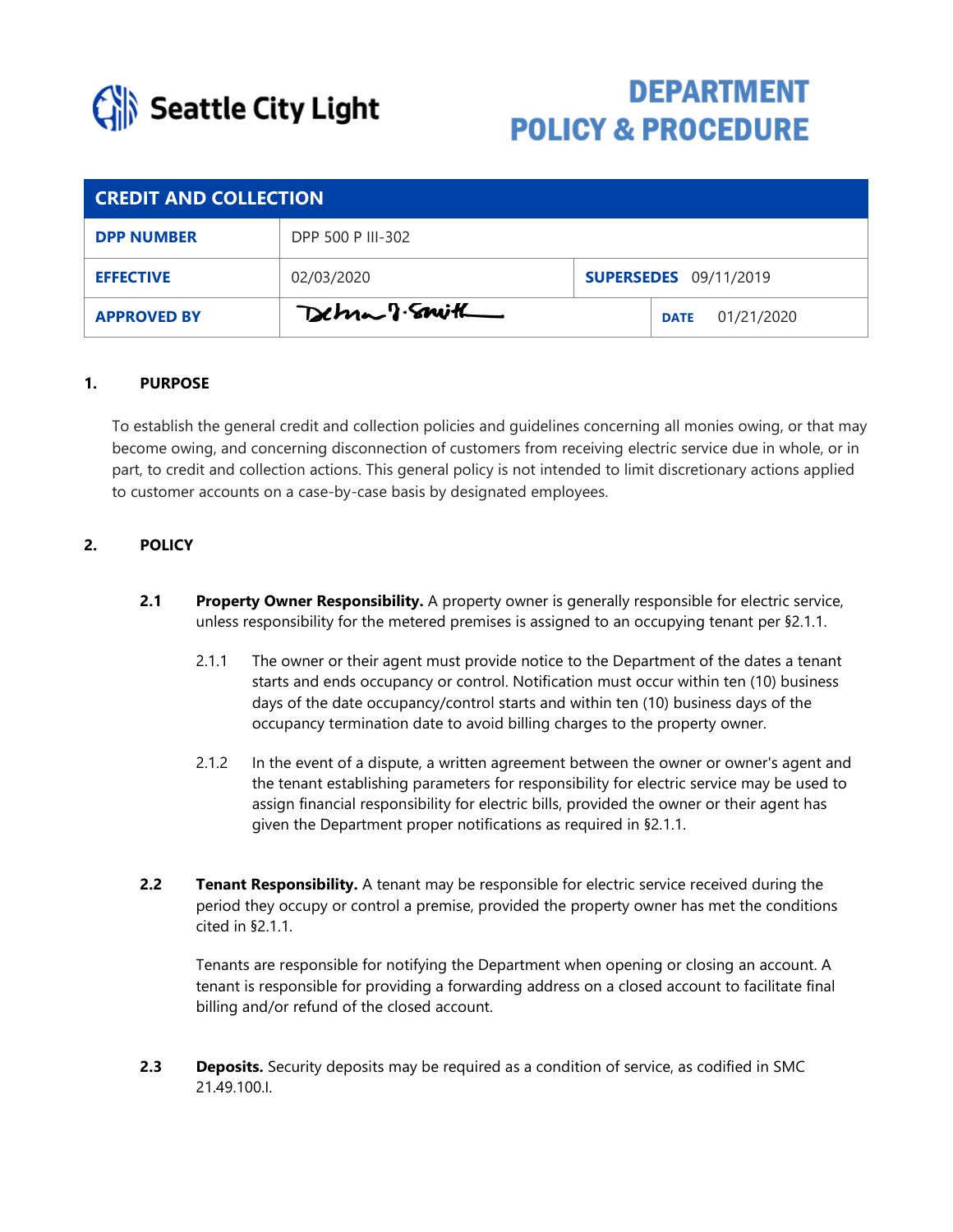Seattle City Light

# DEPARTMENT POLICY & PROCEDURE

| CREDIT AND COLLECTION | | | |
|---|---|---|---|
| **DPP NUMBER** | DPP 500 P III-302 | | |
| **EFFECTIVE** | 02/03/2020 | **SUPERSEDES** | 09/11/2019 |
| **APPROVED BY** | Debra J. Smith | **DATE** | 01/21/2020 |

## 1. PURPOSE

To establish the general credit and collection policies and guidelines concerning all monies owing, or that may become owing, and concerning disconnection of customers from receiving electric service due in whole, or in part, to credit and collection actions. This general policy is not intended to limit discretionary actions applied to customer accounts on a case-by-case basis by designated employees.

## 2. POLICY

**2.1 Property Owner Responsibility.** A property owner is generally responsible for electric service, unless responsibility for the metered premises is assigned to an occupying tenant per §2.1.1.

2.1.1 The owner or their agent must provide notice to the Department of the dates a tenant starts and ends occupancy or control. Notification must occur within ten (10) business days of the date occupancy/control starts and within ten (10) business days of the occupancy termination date to avoid billing charges to the property owner.

2.1.2 In the event of a dispute, a written agreement between the owner or owner's agent and the tenant establishing parameters for responsibility for electric service may be used to assign financial responsibility for electric bills, provided the owner or their agent has given the Department proper notifications as required in §2.1.1.

**2.2 Tenant Responsibility.** A tenant may be responsible for electric service received during the period they occupy or control a premise, provided the property owner has met the conditions cited in §2.1.1.

Tenants are responsible for notifying the Department when opening or closing an account. A tenant is responsible for providing a forwarding address on a closed account to facilitate final billing and/or refund of the closed account.

**2.3 Deposits.** Security deposits may be required as a condition of service, as codified in SMC 21.49.100.I.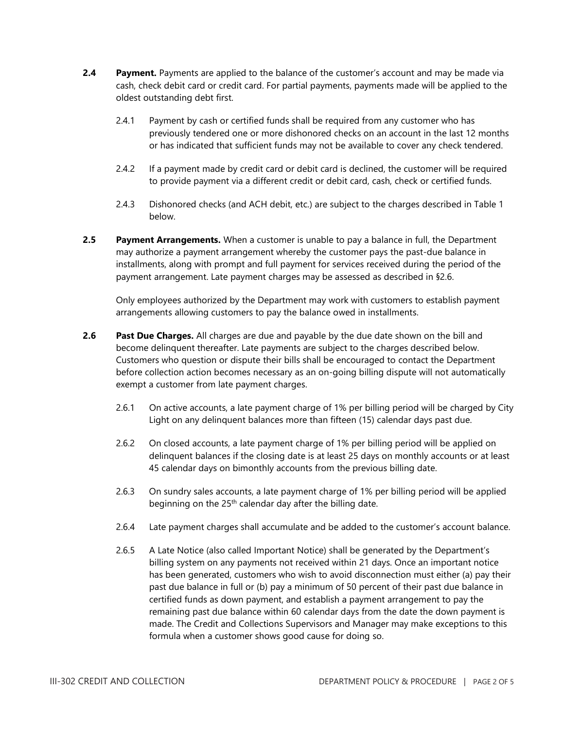**2.4 Payment.** Payments are applied to the balance of the customer's account and may be made via cash, check debit card or credit card. For partial payments, payments made will be applied to the oldest outstanding debt first.

2.4.1 Payment by cash or certified funds shall be required from any customer who has previously tendered one or more dishonored checks on an account in the last 12 months or has indicated that sufficient funds may not be available to cover any check tendered.

2.4.2 If a payment made by credit card or debit card is declined, the customer will be required to provide payment via a different credit or debit card, cash, check or certified funds.

2.4.3 Dishonored checks (and ACH debit, etc.) are subject to the charges described in Table 1 below.

**2.5 Payment Arrangements.** When a customer is unable to pay a balance in full, the Department may authorize a payment arrangement whereby the customer pays the past-due balance in installments, along with prompt and full payment for services received during the period of the payment arrangement. Late payment charges may be assessed as described in §2.6.

Only employees authorized by the Department may work with customers to establish payment arrangements allowing customers to pay the balance owed in installments.

**2.6 Past Due Charges.** All charges are due and payable by the due date shown on the bill and become delinquent thereafter. Late payments are subject to the charges described below. Customers who question or dispute their bills shall be encouraged to contact the Department before collection action becomes necessary as an on-going billing dispute will not automatically exempt a customer from late payment charges.

2.6.1 On active accounts, a late payment charge of 1% per billing period will be charged by City Light on any delinquent balances more than fifteen (15) calendar days past due.

2.6.2 On closed accounts, a late payment charge of 1% per billing period will be applied on delinquent balances if the closing date is at least 25 days on monthly accounts or at least 45 calendar days on bimonthly accounts from the previous billing date.

2.6.3 On sundry sales accounts, a late payment charge of 1% per billing period will be applied beginning on the 25th calendar day after the billing date.

2.6.4 Late payment charges shall accumulate and be added to the customer's account balance.

2.6.5 A Late Notice (also called Important Notice) shall be generated by the Department's billing system on any payments not received within 21 days. Once an important notice has been generated, customers who wish to avoid disconnection must either (a) pay their past due balance in full or (b) pay a minimum of 50 percent of their past due balance in certified funds as down payment, and establish a payment arrangement to pay the remaining past due balance within 60 calendar days from the date the down payment is made. The Credit and Collections Supervisors and Manager may make exceptions to this formula when a customer shows good cause for doing so.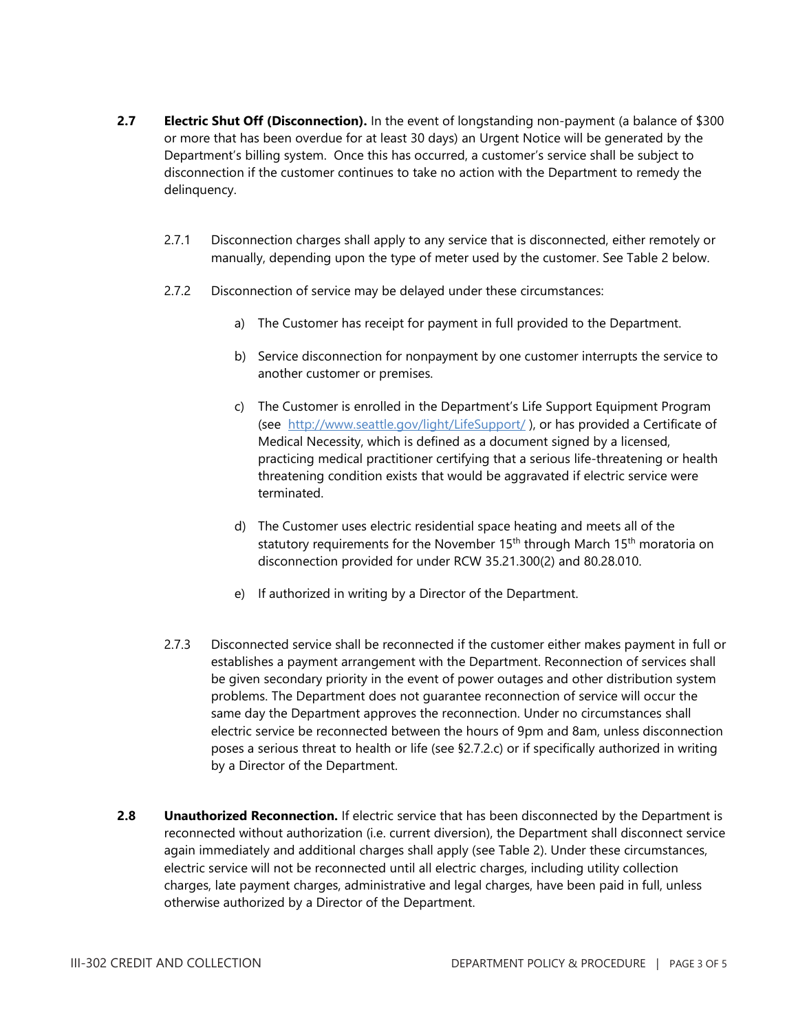**2.7 Electric Shut Off (Disconnection).** In the event of longstanding non-payment (a balance of $300 or more that has been overdue for at least 30 days) an Urgent Notice will be generated by the Department's billing system. Once this has occurred, a customer's service shall be subject to disconnection if the customer continues to take no action with the Department to remedy the delinquency.

2.7.1 Disconnection charges shall apply to any service that is disconnected, either remotely or manually, depending upon the type of meter used by the customer. See Table 2 below.

2.7.2 Disconnection of service may be delayed under these circumstances:

a) The Customer has receipt for payment in full provided to the Department.

b) Service disconnection for nonpayment by one customer interrupts the service to another customer or premises.

c) The Customer is enrolled in the Department's Life Support Equipment Program (see [http://www.seattle.gov/light/LifeSupport/](http://www.seattle.gov/light/LifeSupport/) ), or has provided a Certificate of Medical Necessity, which is defined as a document signed by a licensed, practicing medical practitioner certifying that a serious life-threatening or health threatening condition exists that would be aggravated if electric service were terminated.

d) The Customer uses electric residential space heating and meets all of the statutory requirements for the November 15th through March 15th moratoria on disconnection provided for under RCW 35.21.300(2) and 80.28.010.

e) If authorized in writing by a Director of the Department.

2.7.3 Disconnected service shall be reconnected if the customer either makes payment in full or establishes a payment arrangement with the Department. Reconnection of services shall be given secondary priority in the event of power outages and other distribution system problems. The Department does not guarantee reconnection of service will occur the same day the Department approves the reconnection. Under no circumstances shall electric service be reconnected between the hours of 9pm and 8am, unless disconnection poses a serious threat to health or life (see §2.7.2.c) or if specifically authorized in writing by a Director of the Department.

**2.8 Unauthorized Reconnection.** If electric service that has been disconnected by the Department is reconnected without authorization (i.e. current diversion), the Department shall disconnect service again immediately and additional charges shall apply (see Table 2). Under these circumstances, electric service will not be reconnected until all electric charges, including utility collection charges, late payment charges, administrative and legal charges, have been paid in full, unless otherwise authorized by a Director of the Department.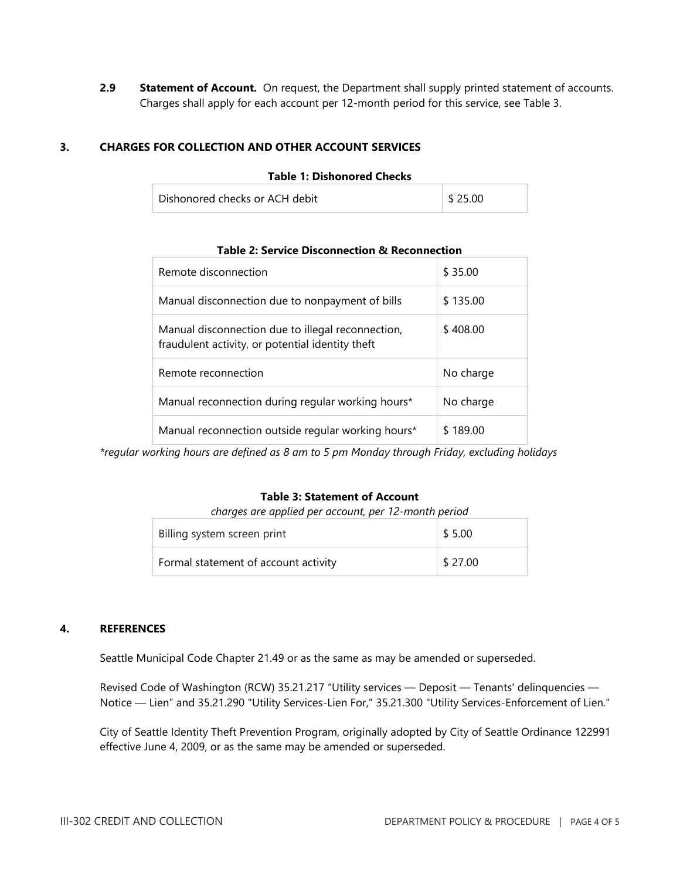**2.9 Statement of Account.** On request, the Department shall supply printed statement of accounts. Charges shall apply for each account per 12-month period for this service, see Table 3.

## 3. CHARGES FOR COLLECTION AND OTHER ACCOUNT SERVICES

**Table 1: Dishonored Checks**

| | |
|---|---|
| Dishonored checks or ACH debit | $ 25.00 |

**Table 2: Service Disconnection & Reconnection**

| | |
|---|---|
| Remote disconnection | $ 35.00 |
| Manual disconnection due to nonpayment of bills | $ 135.00 |
| Manual disconnection due to illegal reconnection, fraudulent activity, or potential identity theft | $ 408.00 |
| Remote reconnection | No charge |
| Manual reconnection during regular working hours* | No charge |
| Manual reconnection outside regular working hours* | $ 189.00 |

**regular working hours are defined as 8 am to 5 pm Monday through Friday, excluding holidays*

**Table 3: Statement of Account**

*charges are applied per account, per 12-month period*

| | |
|---|---|
| Billing system screen print | $ 5.00 |
| Formal statement of account activity | $ 27.00 |

## 4. REFERENCES

Seattle Municipal Code Chapter 21.49 or as the same as may be amended or superseded.

Revised Code of Washington (RCW) 35.21.217 "Utility services — Deposit — Tenants' delinquencies — Notice — Lien" and 35.21.290 "Utility Services-Lien For," 35.21.300 "Utility Services-Enforcement of Lien."

City of Seattle Identity Theft Prevention Program, originally adopted by City of Seattle Ordinance 122991 effective June 4, 2009, or as the same may be amended or superseded.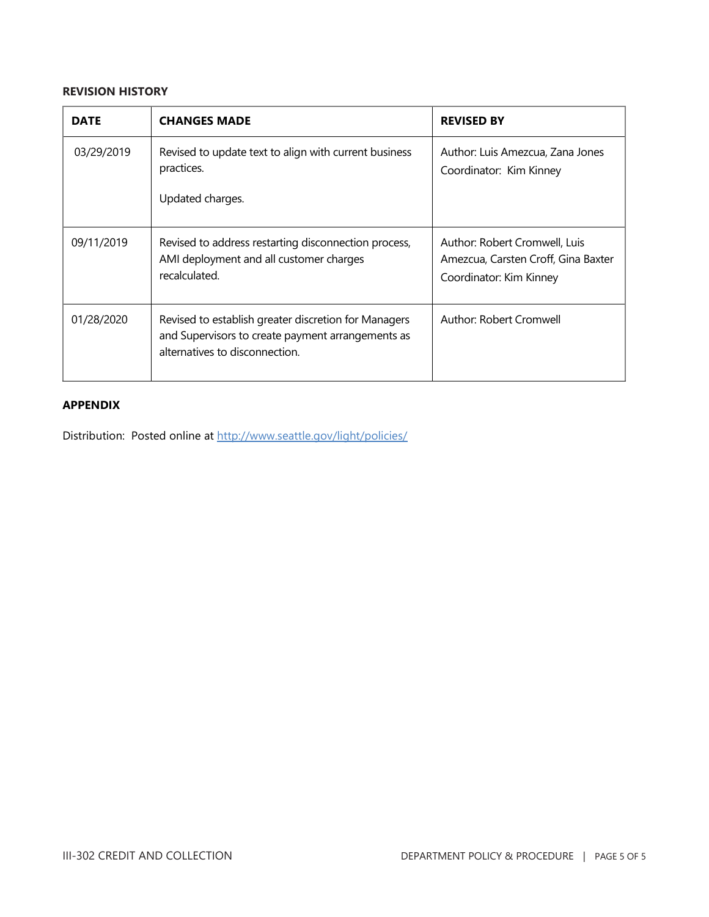**REVISION HISTORY**

| DATE | CHANGES MADE | REVISED BY |
|---|---|---|
| 03/29/2019 | Revised to update text to align with current business practices.<br><br>Updated charges. | Author: Luis Amezcua, Zana Jones<br>Coordinator: Kim Kinney |
| 09/11/2019 | Revised to address restarting disconnection process, AMI deployment and all customer charges recalculated. | Author: Robert Cromwell, Luis Amezcua, Carsten Croff, Gina Baxter<br>Coordinator: Kim Kinney |
| 01/28/2020 | Revised to establish greater discretion for Managers and Supervisors to create payment arrangements as alternatives to disconnection. | Author: Robert Cromwell |

**APPENDIX**

Distribution: Posted online at [http://www.seattle.gov/light/policies/](http://www.seattle.gov/light/policies/)